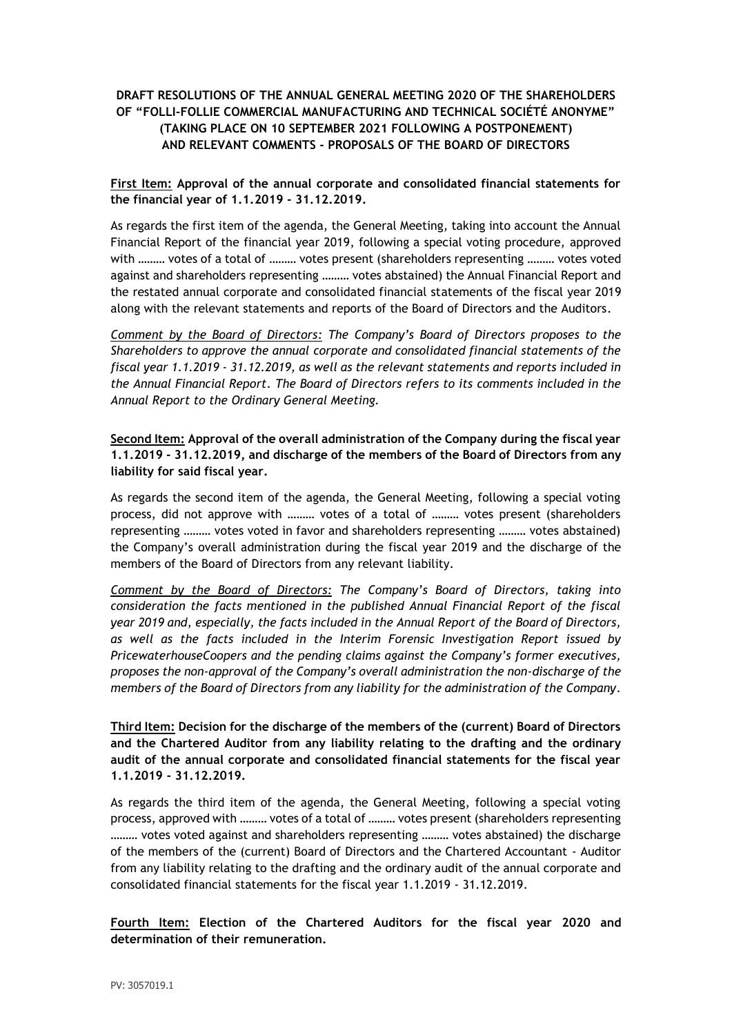**DRAFT RESOLUTIONS OF THE ANNUAL GENERAL MEETING 2020 OF THE SHAREHOLDERS OF "FOLLI-FOLLIE COMMERCIAL MANUFACTURING AND TECHNICAL SOCIÉTÉ ANONYME" (TAKING PLACE ON 10 SEPTEMBER 2021 FOLLOWING A POSTPONEMENT) AND RELEVANT COMMENTS - PROPOSALS OF THE BOARD OF DIRECTORS**

**First Item: Approval of the annual corporate and consolidated financial statements for the financial year of 1.1.2019 - 31.12.2019.**

As regards the first item of the agenda, the General Meeting, taking into account the Annual Financial Report of the financial year 2019, following a special voting procedure, approved with ……… votes of a total of ……… votes present (shareholders representing ……… votes voted against and shareholders representing ……… votes abstained) the Annual Financial Report and the restated annual corporate and consolidated financial statements of the fiscal year 2019 along with the relevant statements and reports of the Board of Directors and the Auditors.

*Comment by the Board of Directors: The Company's Board of Directors proposes to the Shareholders to approve the annual corporate and consolidated financial statements of the fiscal year 1.1.2019 - 31.12.2019, as well as the relevant statements and reports included in the Annual Financial Report. The Board of Directors refers to its comments included in the Annual Report to the Ordinary General Meeting.*

**Second Item: Approval of the overall administration of the Company during the fiscal year 1.1.2019 - 31.12.2019, and discharge of the members of the Board of Directors from any liability for said fiscal year.**

As regards the second item of the agenda, the General Meeting, following a special voting process, did not approve with ……… votes of a total of ……… votes present (shareholders representing ……… votes voted in favor and shareholders representing ……… votes abstained) the Company's overall administration during the fiscal year 2019 and the discharge of the members of the Board of Directors from any relevant liability.

*Comment by the Board of Directors: The Company's Board of Directors, taking into consideration the facts mentioned in the published Annual Financial Report of the fiscal year 2019 and, especially, the facts included in the Annual Report of the Board of Directors, as well as the facts included in the Interim Forensic Investigation Report issued by PricewaterhouseCoopers and the pending claims against the Company's former executives, proposes the non-approval of the Company's overall administration the non-discharge of the members of the Board of Directors from any liability for the administration of the Company.*

**Third Item: Decision for the discharge of the members of the (current) Board of Directors and the Chartered Auditor from any liability relating to the drafting and the ordinary audit of the annual corporate and consolidated financial statements for the fiscal year 1.1.2019 - 31.12.2019.**

As regards the third item of the agenda, the General Meeting, following a special voting process, approved with ……… votes of a total of ……… votes present (shareholders representing ……… votes voted against and shareholders representing ……… votes abstained) the discharge of the members of the (current) Board of Directors and the Chartered Accountant - Auditor from any liability relating to the drafting and the ordinary audit of the annual corporate and consolidated financial statements for the fiscal year 1.1.2019 - 31.12.2019.

**Fourth Item: Election of the Chartered Auditors for the fiscal year 2020 and determination of their remuneration.**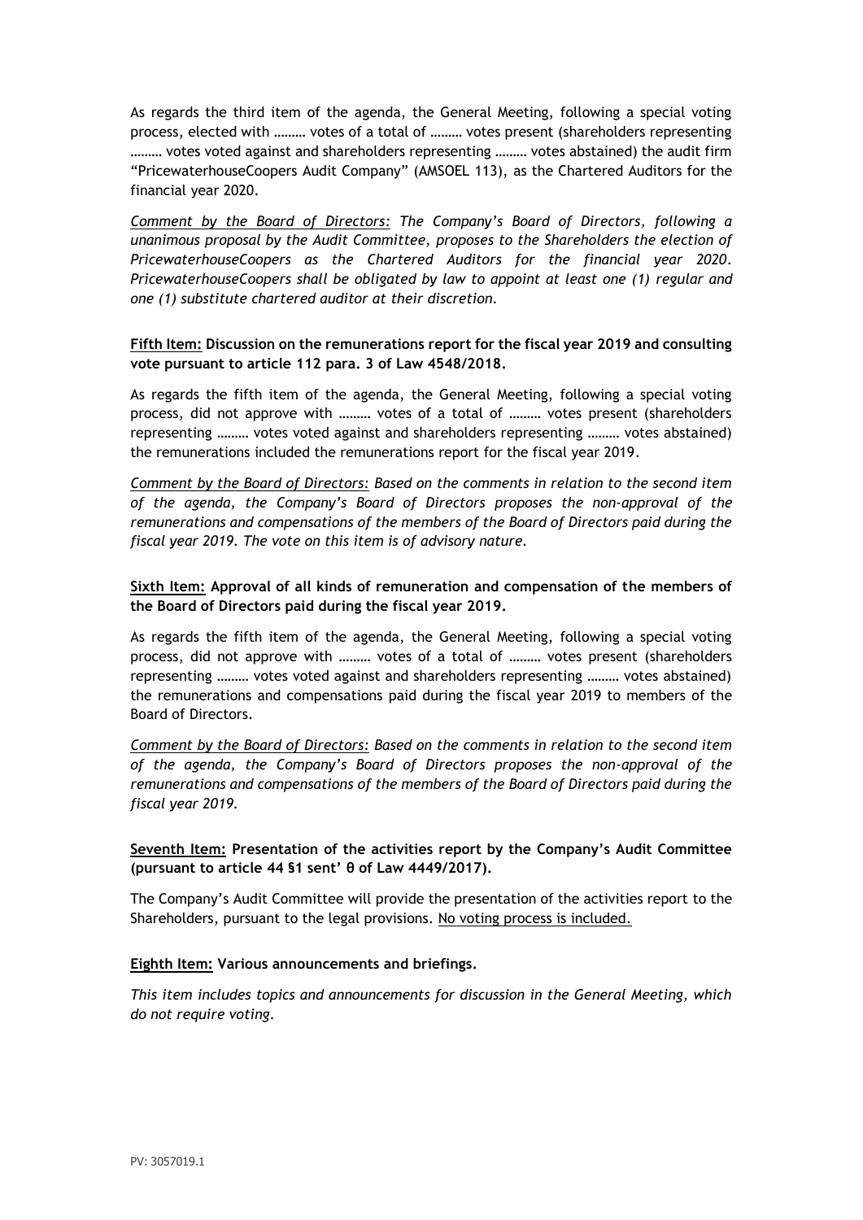As regards the third item of the agenda, the General Meeting, following a special voting process, elected with ……… votes of a total of ……… votes present (shareholders representing ……… votes voted against and shareholders representing ……… votes abstained) the audit firm "PricewaterhouseCoopers Audit Company" (AMSOEL 113), as the Chartered Auditors for the financial year 2020.

*Comment by the Board of Directors: The Company's Board of Directors, following a unanimous proposal by the Audit Committee, proposes to the Shareholders the election of PricewaterhouseCoopers as the Chartered Auditors for the financial year 2020. PricewaterhouseCoopers shall be obligated by law to appoint at least one (1) regular and one (1) substitute chartered auditor at their discretion.*

**Fifth Item: Discussion on the remunerations report for the fiscal year 2019 and consulting vote pursuant to article 112 para. 3 of Law 4548/2018.**

As regards the fifth item of the agenda, the General Meeting, following a special voting process, did not approve with ……… votes of a total of ……… votes present (shareholders representing ……… votes voted against and shareholders representing ……… votes abstained) the remunerations included the remunerations report for the fiscal year 2019.

*Comment by the Board of Directors: Based on the comments in relation to the second item of the agenda, the Company's Board of Directors proposes the non-approval of the remunerations and compensations of the members of the Board of Directors paid during the fiscal year 2019. The vote on this item is of advisory nature.*

**Sixth Item: Approval of all kinds of remuneration and compensation of the members of the Board of Directors paid during the fiscal year 2019.**

As regards the fifth item of the agenda, the General Meeting, following a special voting process, did not approve with ……… votes of a total of ……… votes present (shareholders representing ……… votes voted against and shareholders representing ……… votes abstained) the remunerations and compensations paid during the fiscal year 2019 to members of the Board of Directors.

*Comment by the Board of Directors: Based on the comments in relation to the second item of the agenda, the Company's Board of Directors proposes the non-approval of the remunerations and compensations of the members of the Board of Directors paid during the fiscal year 2019.*

**Seventh Item: Presentation of the activities report by the Company's Audit Committee (pursuant to article 44 §1 sent' θ of Law 4449/2017).**

The Company's Audit Committee will provide the presentation of the activities report to the Shareholders, pursuant to the legal provisions. No voting process is included.

**Eighth Item: Various announcements and briefings.**

*This item includes topics and announcements for discussion in the General Meeting, which do not require voting.*